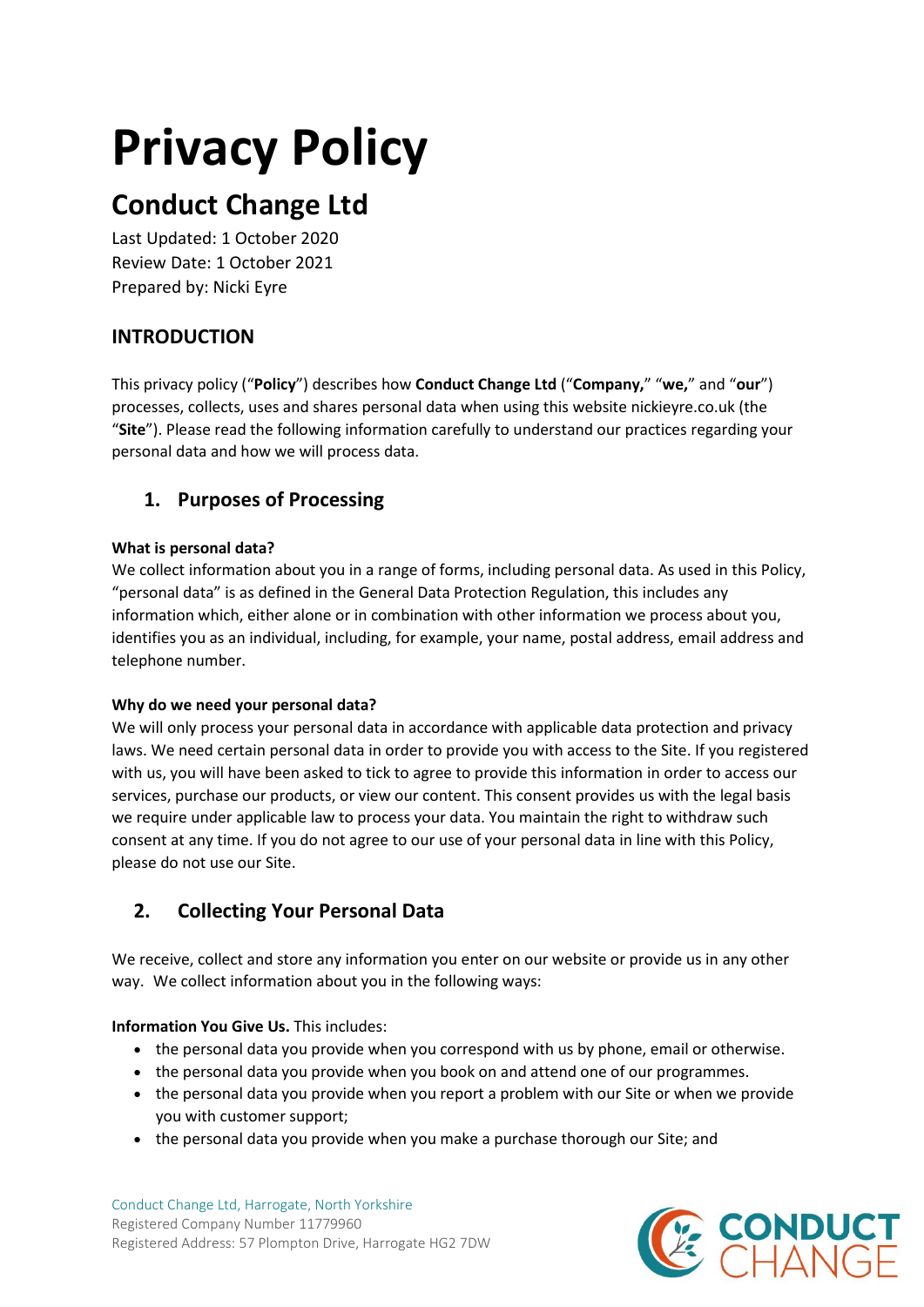# Privacy Policy

## Conduct Change Ltd

Last Updated: 1 October 2020
Review Date: 1 October 2021
Prepared by: Nicki Eyre

### INTRODUCTION

This privacy policy ("**Policy**") describes how **Conduct Change Ltd** ("**Company,**" "**we,**" and "**our**") processes, collects, uses and shares personal data when using this website nickieyre.co.uk (the "**Site**"). Please read the following information carefully to understand our practices regarding your personal data and how we will process data.

### 1. Purposes of Processing

**What is personal data?**
We collect information about you in a range of forms, including personal data. As used in this Policy, "personal data" is as defined in the General Data Protection Regulation, this includes any information which, either alone or in combination with other information we process about you, identifies you as an individual, including, for example, your name, postal address, email address and telephone number.

**Why do we need your personal data?**
We will only process your personal data in accordance with applicable data protection and privacy laws. We need certain personal data in order to provide you with access to the Site. If you registered with us, you will have been asked to tick to agree to provide this information in order to access our services, purchase our products, or view our content. This consent provides us with the legal basis we require under applicable law to process your data. You maintain the right to withdraw such consent at any time. If you do not agree to our use of your personal data in line with this Policy, please do not use our Site.

### 2. Collecting Your Personal Data

We receive, collect and store any information you enter on our website or provide us in any other way. We collect information about you in the following ways:

**Information You Give Us.** This includes:

- the personal data you provide when you correspond with us by phone, email or otherwise.
- the personal data you provide when you book on and attend one of our programmes.
- the personal data you provide when you report a problem with our Site or when we provide you with customer support;
- the personal data you provide when you make a purchase thorough our Site; and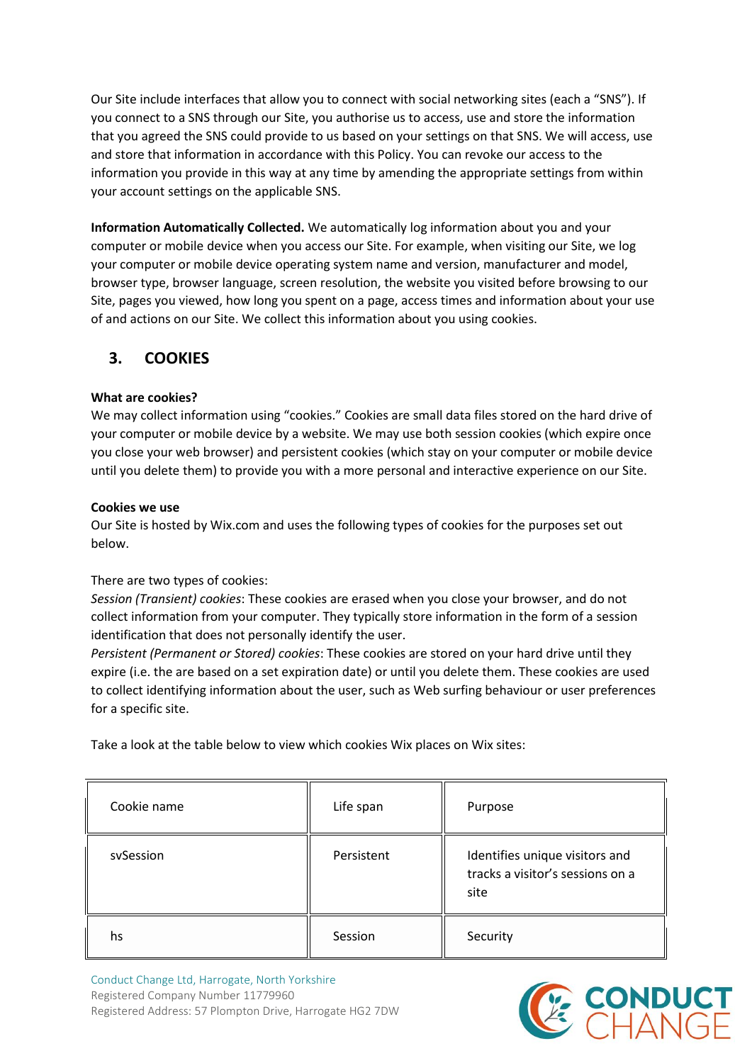Our Site include interfaces that allow you to connect with social networking sites (each a "SNS"). If you connect to a SNS through our Site, you authorise us to access, use and store the information that you agreed the SNS could provide to us based on your settings on that SNS. We will access, use and store that information in accordance with this Policy. You can revoke our access to the information you provide in this way at any time by amending the appropriate settings from within your account settings on the applicable SNS.

**Information Automatically Collected.** We automatically log information about you and your computer or mobile device when you access our Site. For example, when visiting our Site, we log your computer or mobile device operating system name and version, manufacturer and model, browser type, browser language, screen resolution, the website you visited before browsing to our Site, pages you viewed, how long you spent on a page, access times and information about your use of and actions on our Site. We collect this information about you using cookies.

## 3. COOKIES

**What are cookies?**
We may collect information using "cookies." Cookies are small data files stored on the hard drive of your computer or mobile device by a website. We may use both session cookies (which expire once you close your web browser) and persistent cookies (which stay on your computer or mobile device until you delete them) to provide you with a more personal and interactive experience on our Site.

**Cookies we use**
Our Site is hosted by Wix.com and uses the following types of cookies for the purposes set out below.

There are two types of cookies:
*Session (Transient) cookies*: These cookies are erased when you close your browser, and do not collect information from your computer. They typically store information in the form of a session identification that does not personally identify the user.
*Persistent (Permanent or Stored) cookies*: These cookies are stored on your hard drive until they expire (i.e. the are based on a set expiration date) or until you delete them. These cookies are used to collect identifying information about the user, such as Web surfing behaviour or user preferences for a specific site.

Take a look at the table below to view which cookies Wix places on Wix sites:

| Cookie name | Life span | Purpose |
|---|---|---|
| svSession | Persistent | Identifies unique visitors and tracks a visitor's sessions on a site |
| hs | Session | Security |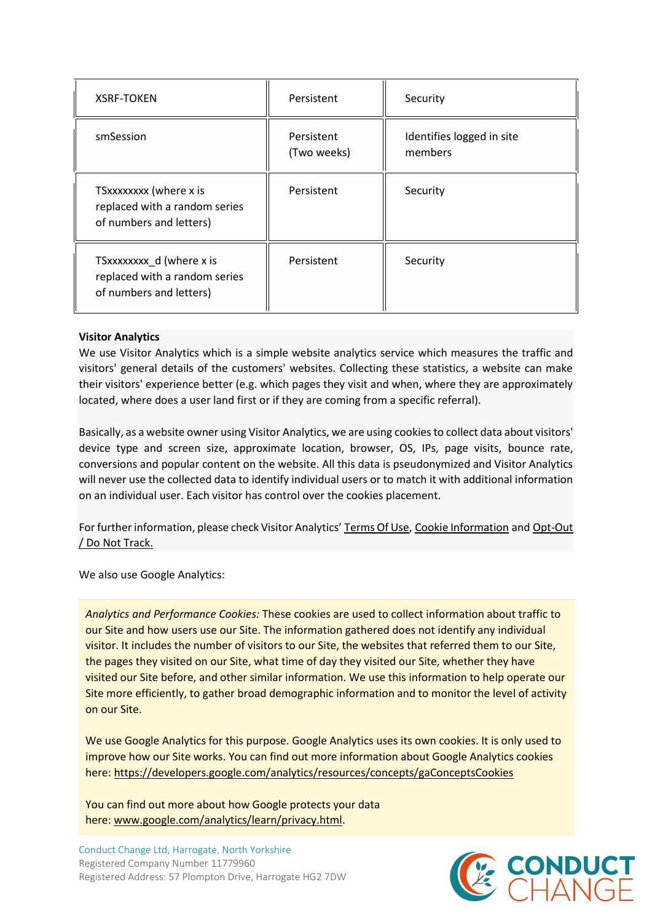| XSRF-TOKEN | Persistent | Security |
|---|---|---|
| smSession | Persistent (Two weeks) | Identifies logged in site members |
| TSxxxxxxxx (where x is replaced with a random series of numbers and letters) | Persistent | Security |
| TSxxxxxxxx_d (where x is replaced with a random series of numbers and letters) | Persistent | Security |

**Visitor Analytics**
We use Visitor Analytics which is a simple website analytics service which measures the traffic and visitors' general details of the customers' websites. Collecting these statistics, a website can make their visitors' experience better (e.g. which pages they visit and when, where they are approximately located, where does a user land first or if they are coming from a specific referral).

Basically, as a website owner using Visitor Analytics, we are using cookies to collect data about visitors' device type and screen size, approximate location, browser, OS, IPs, page visits, bounce rate, conversions and popular content on the website. All this data is pseudonymized and Visitor Analytics will never use the collected data to identify individual users or to match it with additional information on an individual user. Each visitor has control over the cookies placement.

For further information, please check Visitor Analytics' Terms Of Use, Cookie Information and Opt-Out / Do Not Track.

We also use Google Analytics:

*Analytics and Performance Cookies:* These cookies are used to collect information about traffic to our Site and how users use our Site. The information gathered does not identify any individual visitor. It includes the number of visitors to our Site, the websites that referred them to our Site, the pages they visited on our Site, what time of day they visited our Site, whether they have visited our Site before, and other similar information. We use this information to help operate our Site more efficiently, to gather broad demographic information and to monitor the level of activity on our Site.

We use Google Analytics for this purpose. Google Analytics uses its own cookies. It is only used to improve how our Site works. You can find out more information about Google Analytics cookies here: https://developers.google.com/analytics/resources/concepts/gaConceptsCookies

You can find out more about how Google protects your data here: www.google.com/analytics/learn/privacy.html.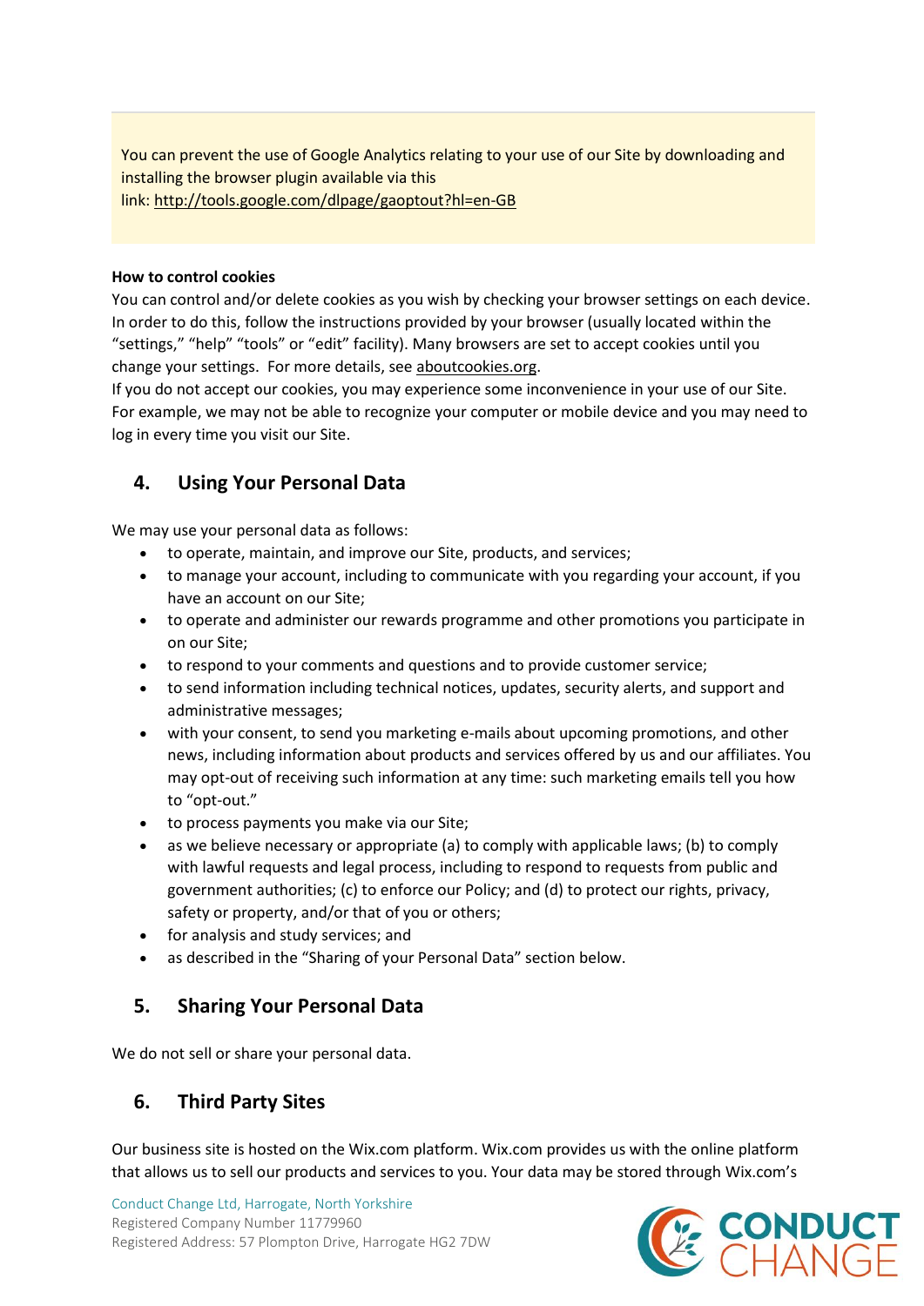You can prevent the use of Google Analytics relating to your use of our Site by downloading and installing the browser plugin available via this link: http://tools.google.com/dlpage/gaoptout?hl=en-GB

**How to control cookies**

You can control and/or delete cookies as you wish by checking your browser settings on each device. In order to do this, follow the instructions provided by your browser (usually located within the "settings," "help" "tools" or "edit" facility). Many browsers are set to accept cookies until you change your settings. For more details, see aboutcookies.org.

If you do not accept our cookies, you may experience some inconvenience in your use of our Site. For example, we may not be able to recognize your computer or mobile device and you may need to log in every time you visit our Site.

## 4. Using Your Personal Data

We may use your personal data as follows:

- to operate, maintain, and improve our Site, products, and services;
- to manage your account, including to communicate with you regarding your account, if you have an account on our Site;
- to operate and administer our rewards programme and other promotions you participate in on our Site;
- to respond to your comments and questions and to provide customer service;
- to send information including technical notices, updates, security alerts, and support and administrative messages;
- with your consent, to send you marketing e-mails about upcoming promotions, and other news, including information about products and services offered by us and our affiliates. You may opt-out of receiving such information at any time: such marketing emails tell you how to "opt-out."
- to process payments you make via our Site;
- as we believe necessary or appropriate (a) to comply with applicable laws; (b) to comply with lawful requests and legal process, including to respond to requests from public and government authorities; (c) to enforce our Policy; and (d) to protect our rights, privacy, safety or property, and/or that of you or others;
- for analysis and study services; and
- as described in the "Sharing of your Personal Data" section below.

## 5. Sharing Your Personal Data

We do not sell or share your personal data.

## 6. Third Party Sites

Our business site is hosted on the Wix.com platform. Wix.com provides us with the online platform that allows us to sell our products and services to you. Your data may be stored through Wix.com's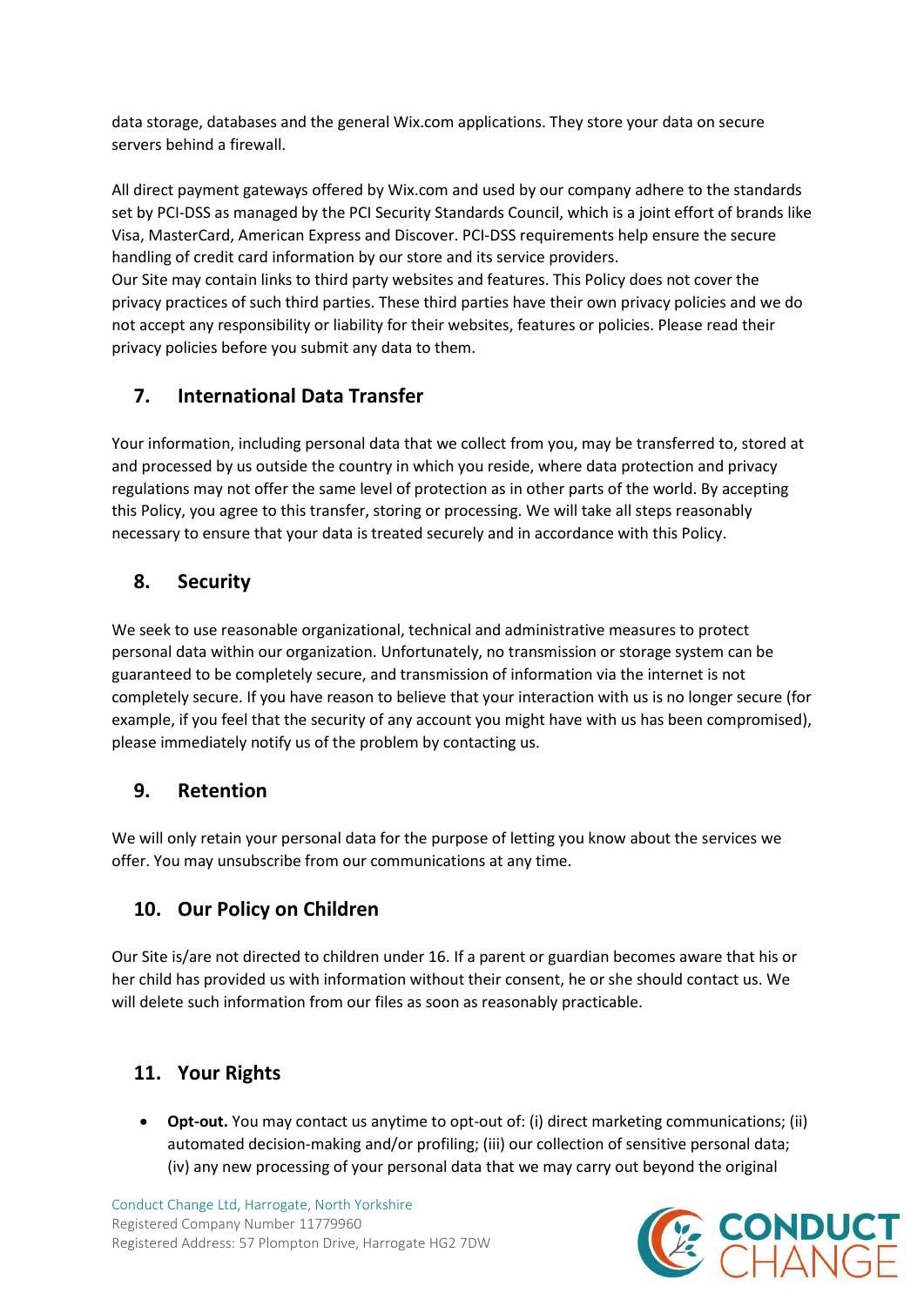data storage, databases and the general Wix.com applications. They store your data on secure servers behind a firewall.

All direct payment gateways offered by Wix.com and used by our company adhere to the standards set by PCI-DSS as managed by the PCI Security Standards Council, which is a joint effort of brands like Visa, MasterCard, American Express and Discover. PCI-DSS requirements help ensure the secure handling of credit card information by our store and its service providers.
Our Site may contain links to third party websites and features. This Policy does not cover the privacy practices of such third parties. These third parties have their own privacy policies and we do not accept any responsibility or liability for their websites, features or policies. Please read their privacy policies before you submit any data to them.

## 7. International Data Transfer

Your information, including personal data that we collect from you, may be transferred to, stored at and processed by us outside the country in which you reside, where data protection and privacy regulations may not offer the same level of protection as in other parts of the world. By accepting this Policy, you agree to this transfer, storing or processing. We will take all steps reasonably necessary to ensure that your data is treated securely and in accordance with this Policy.

## 8. Security

We seek to use reasonable organizational, technical and administrative measures to protect personal data within our organization. Unfortunately, no transmission or storage system can be guaranteed to be completely secure, and transmission of information via the internet is not completely secure. If you have reason to believe that your interaction with us is no longer secure (for example, if you feel that the security of any account you might have with us has been compromised), please immediately notify us of the problem by contacting us.

## 9. Retention

We will only retain your personal data for the purpose of letting you know about the services we offer. You may unsubscribe from our communications at any time.

## 10. Our Policy on Children

Our Site is/are not directed to children under 16. If a parent or guardian becomes aware that his or her child has provided us with information without their consent, he or she should contact us. We will delete such information from our files as soon as reasonably practicable.

## 11. Your Rights

- **Opt-out.** You may contact us anytime to opt-out of: (i) direct marketing communications; (ii) automated decision-making and/or profiling; (iii) our collection of sensitive personal data; (iv) any new processing of your personal data that we may carry out beyond the original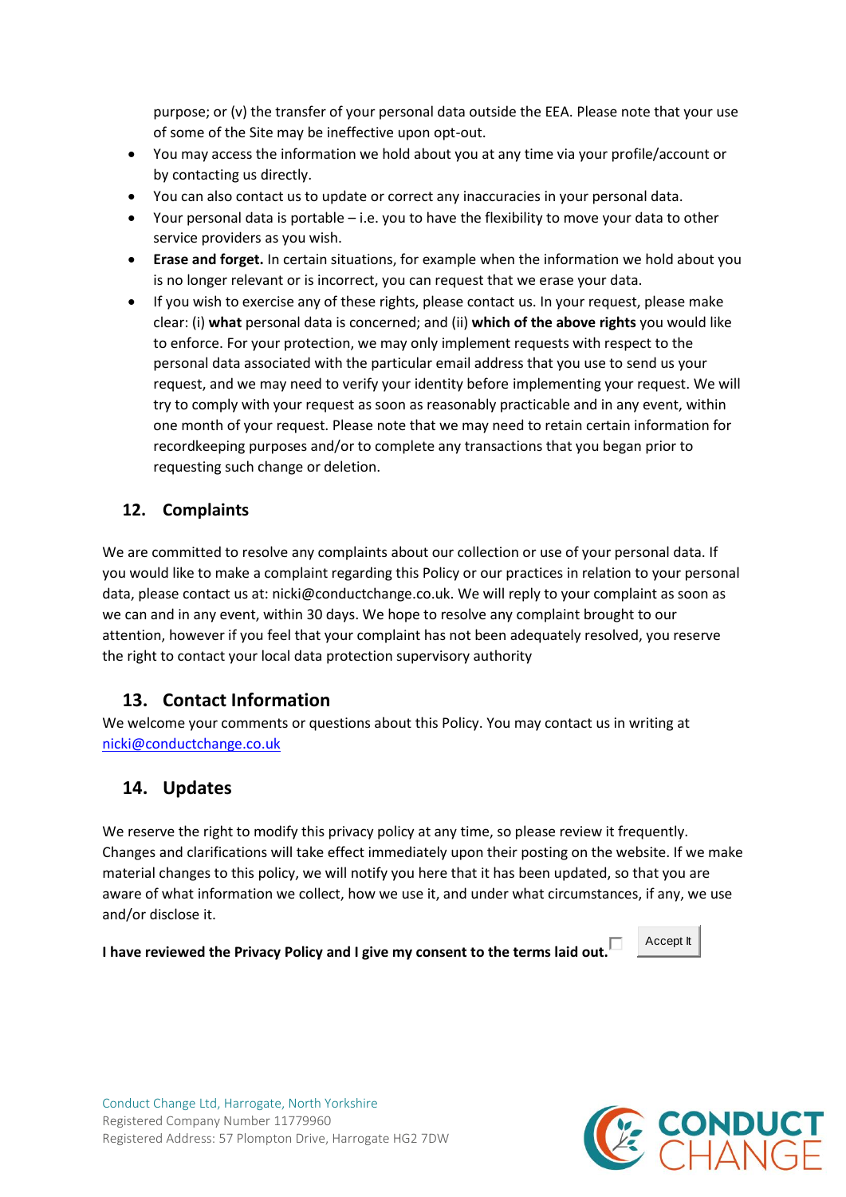purpose; or (v) the transfer of your personal data outside the EEA. Please note that your use of some of the Site may be ineffective upon opt-out.

- You may access the information we hold about you at any time via your profile/account or by contacting us directly.
- You can also contact us to update or correct any inaccuracies in your personal data.
- Your personal data is portable – i.e. you to have the flexibility to move your data to other service providers as you wish.
- **Erase and forget.** In certain situations, for example when the information we hold about you is no longer relevant or is incorrect, you can request that we erase your data.
- If you wish to exercise any of these rights, please contact us. In your request, please make clear: (i) **what** personal data is concerned; and (ii) **which of the above rights** you would like to enforce. For your protection, we may only implement requests with respect to the personal data associated with the particular email address that you use to send us your request, and we may need to verify your identity before implementing your request. We will try to comply with your request as soon as reasonably practicable and in any event, within one month of your request. Please note that we may need to retain certain information for recordkeeping purposes and/or to complete any transactions that you began prior to requesting such change or deletion.

## 12. Complaints

We are committed to resolve any complaints about our collection or use of your personal data. If you would like to make a complaint regarding this Policy or our practices in relation to your personal data, please contact us at: nicki@conductchange.co.uk. We will reply to your complaint as soon as we can and in any event, within 30 days. We hope to resolve any complaint brought to our attention, however if you feel that your complaint has not been adequately resolved, you reserve the right to contact your local data protection supervisory authority

## 13. Contact Information

We welcome your comments or questions about this Policy. You may contact us in writing at nicki@conductchange.co.uk

## 14. Updates

We reserve the right to modify this privacy policy at any time, so please review it frequently. Changes and clarifications will take effect immediately upon their posting on the website. If we make material changes to this policy, we will notify you here that it has been updated, so that you are aware of what information we collect, how we use it, and under what circumstances, if any, we use and/or disclose it.

**I have reviewed the Privacy Policy and I give my consent to the terms laid out.** ☐ Accept It

Conduct Change Ltd, Harrogate, North Yorkshire
Registered Company Number 11779960
Registered Address: 57 Plompton Drive, Harrogate HG2 7DW

CONDUCT CHANGE